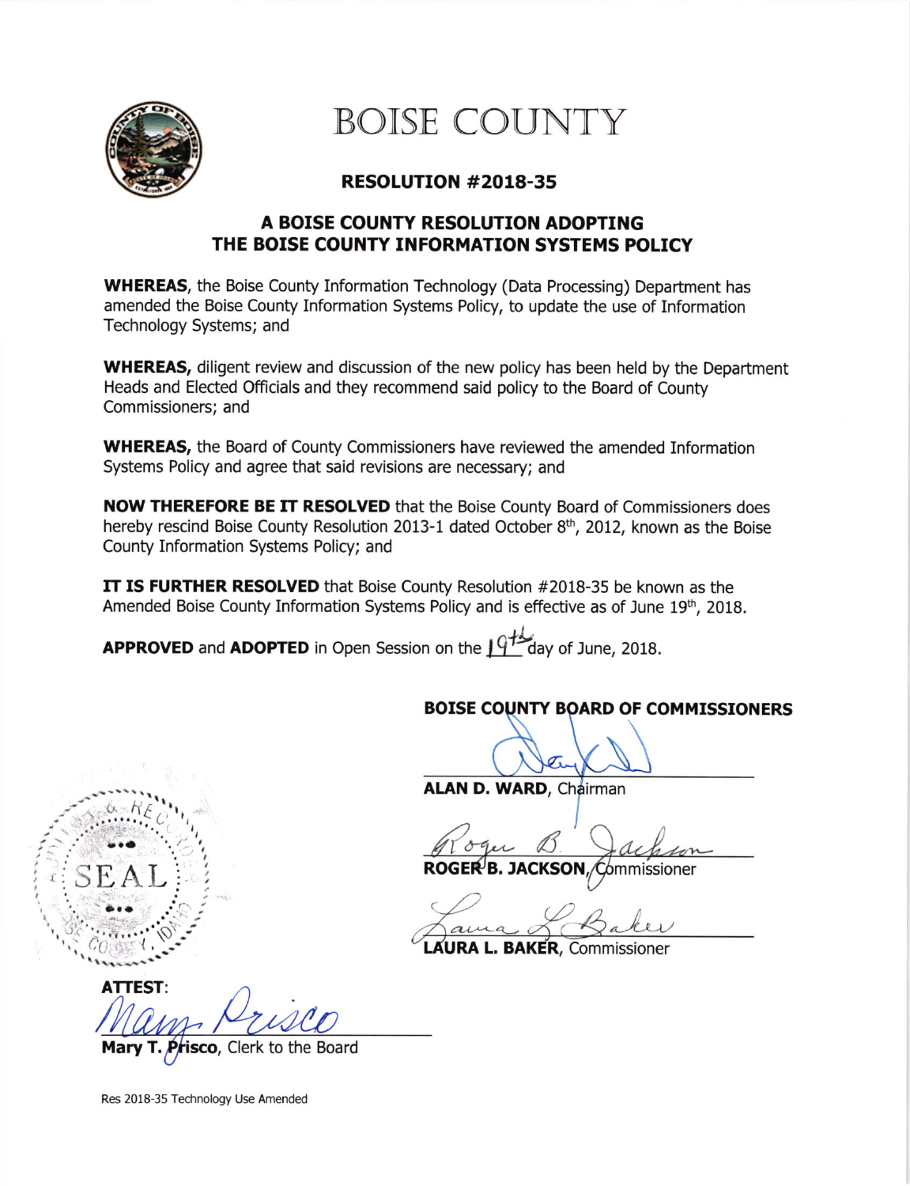# BOISE COUNTY

## RESOLUTION #2018-35

## A BOISE COUNTY RESOLUTION ADOPTING THE BOISE COUNTY INFORMATION SYSTEMS POLICY

**WHEREAS**, the Boise County Information Technology (Data Processing) Department has amended the Boise County Information Systems Policy, to update the use of Information Technology Systems; and

**WHEREAS,** diligent review and discussion of the new policy has been held by the Department Heads and Elected Officials and they recommend said policy to the Board of County Commissioners; and

**WHEREAS,** the Board of County Commissioners have reviewed the amended Information Systems Policy and agree that said revisions are necessary; and

**NOW THEREFORE BE IT RESOLVED** that the Boise County Board of Commissioners does hereby rescind Boise County Resolution 2013-1 dated October 8th, 2012, known as the Boise County Information Systems Policy; and

**IT IS FURTHER RESOLVED** that Boise County Resolution #2018-35 be known as the Amended Boise County Information Systems Policy and is effective as of June 19th, 2018.

**APPROVED** and **ADOPTED** in Open Session on the 19th day of June, 2018.

**BOISE COUNTY BOARD OF COMMISSIONERS**

**ALAN D. WARD**, Chairman

**ROGER B. JACKSON**, Commissioner

**LAURA L. BAKER**, Commissioner

SEAL

**ATTEST**:

**Mary T. Prisco**, Clerk to the Board

Res 2018-35 Technology Use Amended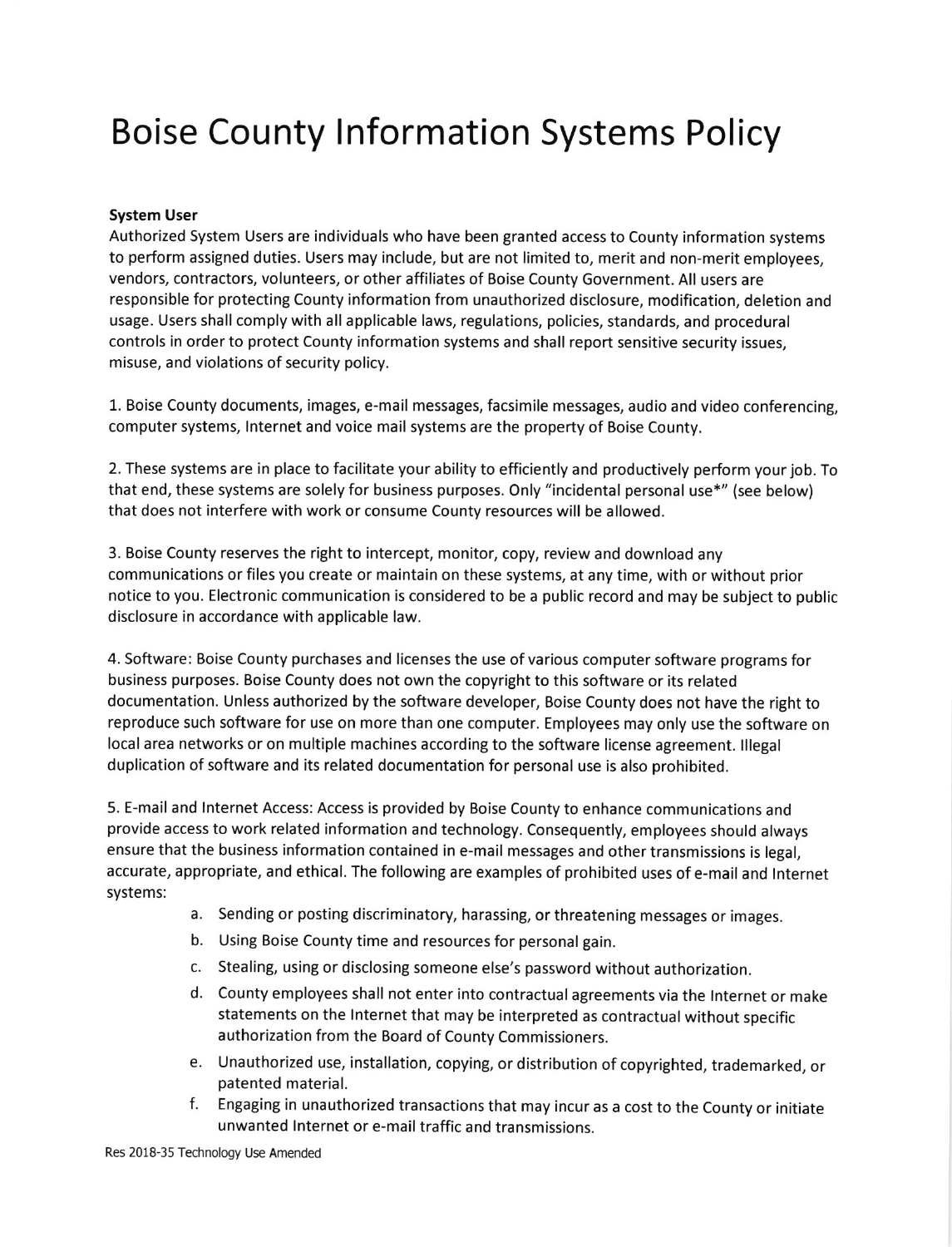# Boise County Information Systems Policy

**System User**

Authorized System Users are individuals who have been granted access to County information systems to perform assigned duties. Users may include, but are not limited to, merit and non-merit employees, vendors, contractors, volunteers, or other affiliates of Boise County Government. All users are responsible for protecting County information from unauthorized disclosure, modification, deletion and usage. Users shall comply with all applicable laws, regulations, policies, standards, and procedural controls in order to protect County information systems and shall report sensitive security issues, misuse, and violations of security policy.

1. Boise County documents, images, e-mail messages, facsimile messages, audio and video conferencing, computer systems, Internet and voice mail systems are the property of Boise County.

2. These systems are in place to facilitate your ability to efficiently and productively perform your job. To that end, these systems are solely for business purposes. Only "incidental personal use*" (see below) that does not interfere with work or consume County resources will be allowed.

3. Boise County reserves the right to intercept, monitor, copy, review and download any communications or files you create or maintain on these systems, at any time, with or without prior notice to you. Electronic communication is considered to be a public record and may be subject to public disclosure in accordance with applicable law.

4. Software: Boise County purchases and licenses the use of various computer software programs for business purposes. Boise County does not own the copyright to this software or its related documentation. Unless authorized by the software developer, Boise County does not have the right to reproduce such software for use on more than one computer. Employees may only use the software on local area networks or on multiple machines according to the software license agreement. Illegal duplication of software and its related documentation for personal use is also prohibited.

5. E-mail and Internet Access: Access is provided by Boise County to enhance communications and provide access to work related information and technology. Consequently, employees should always ensure that the business information contained in e-mail messages and other transmissions is legal, accurate, appropriate, and ethical. The following are examples of prohibited uses of e-mail and Internet systems:

   a. Sending or posting discriminatory, harassing, or threatening messages or images.
   b. Using Boise County time and resources for personal gain.
   c. Stealing, using or disclosing someone else's password without authorization.
   d. County employees shall not enter into contractual agreements via the Internet or make statements on the Internet that may be interpreted as contractual without specific authorization from the Board of County Commissioners.
   e. Unauthorized use, installation, copying, or distribution of copyrighted, trademarked, or patented material.
   f. Engaging in unauthorized transactions that may incur as a cost to the County or initiate unwanted Internet or e-mail traffic and transmissions.

Res 2018-35 Technology Use Amended